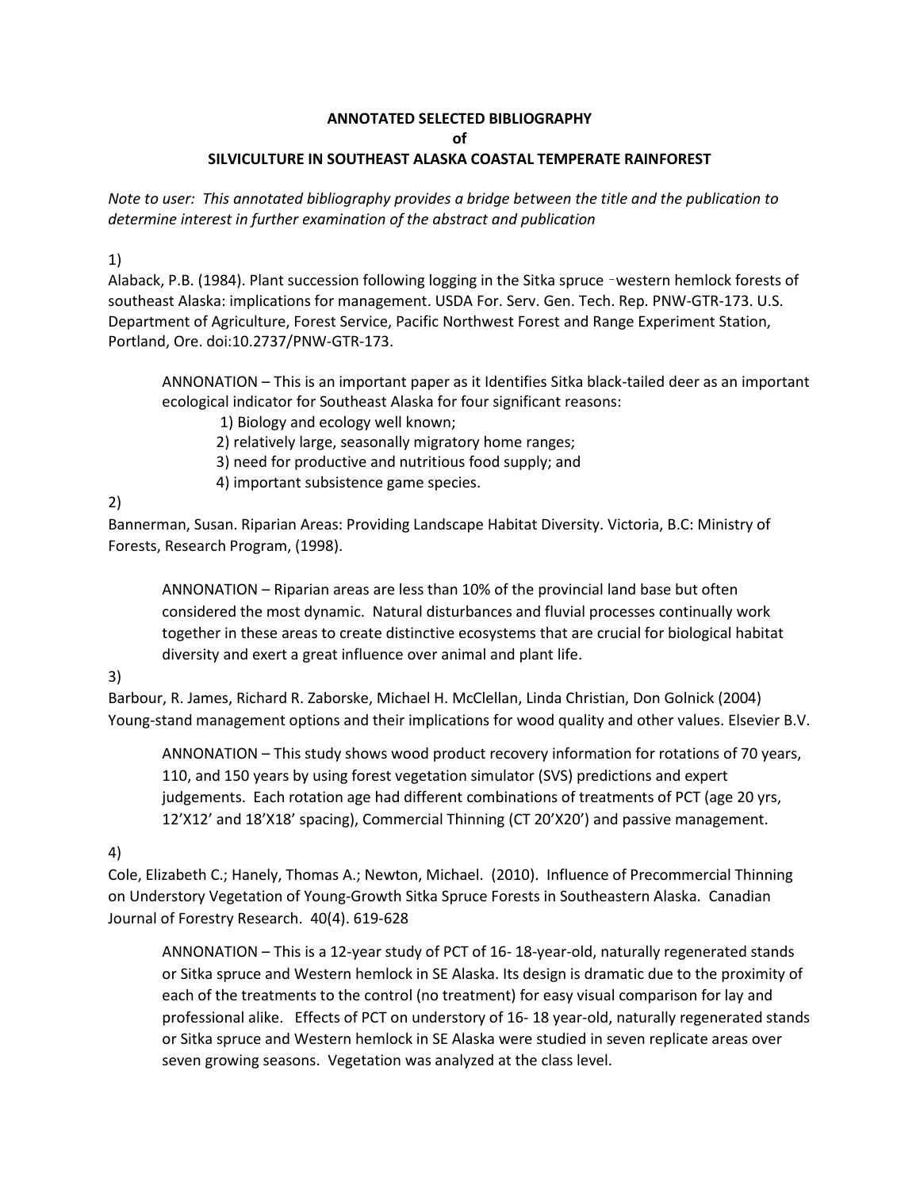**ANNOTATED SELECTED BIBLIOGRAPHY**

**of**

**SILVICULTURE IN SOUTHEAST ALASKA COASTAL TEMPERATE RAINFOREST**

*Note to user: This annotated bibliography provides a bridge between the title and the publication to determine interest in further examination of the abstract and publication*

1)

Alaback, P.B. (1984). Plant succession following logging in the Sitka spruce – western hemlock forests of southeast Alaska: implications for management. USDA For. Serv. Gen. Tech. Rep. PNW-GTR-173. U.S. Department of Agriculture, Forest Service, Pacific Northwest Forest and Range Experiment Station, Portland, Ore. doi:10.2737/PNW-GTR-173.

> ANNONATION – This is an important paper as it Identifies Sitka black-tailed deer as an important ecological indicator for Southeast Alaska for four significant reasons:
>
> 1) Biology and ecology well known;
> 2) relatively large, seasonally migratory home ranges;
> 3) need for productive and nutritious food supply; and
> 4) important subsistence game species.

2)

Bannerman, Susan. Riparian Areas: Providing Landscape Habitat Diversity. Victoria, B.C: Ministry of Forests, Research Program, (1998).

> ANNONATION – Riparian areas are less than 10% of the provincial land base but often considered the most dynamic. Natural disturbances and fluvial processes continually work together in these areas to create distinctive ecosystems that are crucial for biological habitat diversity and exert a great influence over animal and plant life.

3)

Barbour, R. James, Richard R. Zaborske, Michael H. McClellan, Linda Christian, Don Golnick (2004) Young-stand management options and their implications for wood quality and other values. Elsevier B.V.

> ANNONATION – This study shows wood product recovery information for rotations of 70 years, 110, and 150 years by using forest vegetation simulator (SVS) predictions and expert judgements. Each rotation age had different combinations of treatments of PCT (age 20 yrs, 12'X12' and 18'X18' spacing), Commercial Thinning (CT 20'X20') and passive management.

4)

Cole, Elizabeth C.; Hanely, Thomas A.; Newton, Michael. (2010). Influence of Precommercial Thinning on Understory Vegetation of Young-Growth Sitka Spruce Forests in Southeastern Alaska. Canadian Journal of Forestry Research. 40(4). 619-628

> ANNONATION – This is a 12-year study of PCT of 16- 18-year-old, naturally regenerated stands or Sitka spruce and Western hemlock in SE Alaska. Its design is dramatic due to the proximity of each of the treatments to the control (no treatment) for easy visual comparison for lay and professional alike. Effects of PCT on understory of 16- 18 year-old, naturally regenerated stands or Sitka spruce and Western hemlock in SE Alaska were studied in seven replicate areas over seven growing seasons. Vegetation was analyzed at the class level.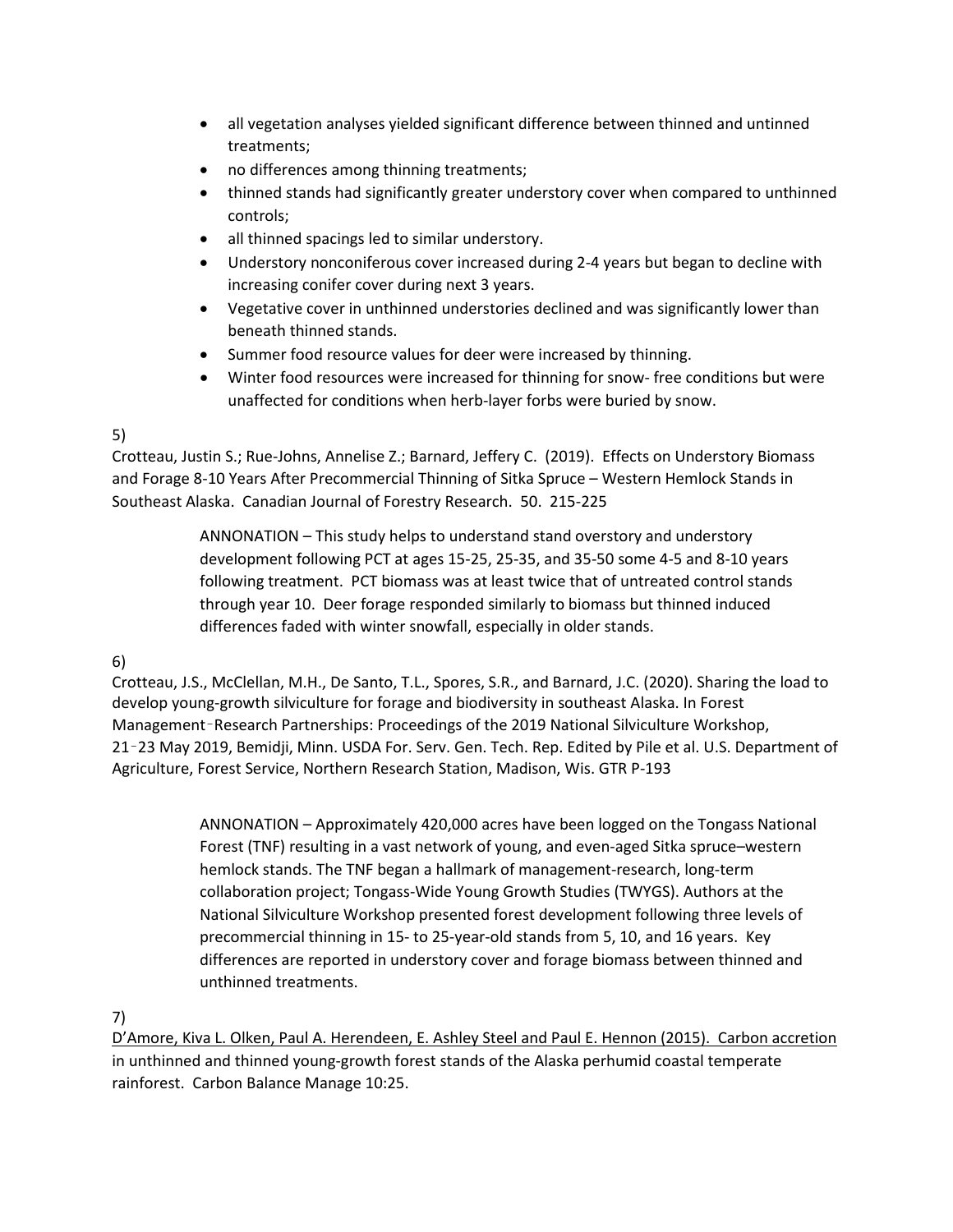- all vegetation analyses yielded significant difference between thinned and untinned treatments;
- no differences among thinning treatments;
- thinned stands had significantly greater understory cover when compared to unthinned controls;
- all thinned spacings led to similar understory.
- Understory nonconiferous cover increased during 2-4 years but began to decline with increasing conifer cover during next 3 years.
- Vegetative cover in unthinned understories declined and was significantly lower than beneath thinned stands.
- Summer food resource values for deer were increased by thinning.
- Winter food resources were increased for thinning for snow- free conditions but were unaffected for conditions when herb-layer forbs were buried by snow.

5)

Crotteau, Justin S.; Rue-Johns, Annelise Z.; Barnard, Jeffery C. (2019). Effects on Understory Biomass and Forage 8-10 Years After Precommercial Thinning of Sitka Spruce – Western Hemlock Stands in Southeast Alaska. Canadian Journal of Forestry Research. 50. 215-225

> ANNONATION – This study helps to understand stand overstory and understory development following PCT at ages 15-25, 25-35, and 35-50 some 4-5 and 8-10 years following treatment. PCT biomass was at least twice that of untreated control stands through year 10. Deer forage responded similarly to biomass but thinned induced differences faded with winter snowfall, especially in older stands.

6)

Crotteau, J.S., McClellan, M.H., De Santo, T.L., Spores, S.R., and Barnard, J.C. (2020). Sharing the load to develop young-growth silviculture for forage and biodiversity in southeast Alaska. In Forest Management‑Research Partnerships: Proceedings of the 2019 National Silviculture Workshop, 21‑23 May 2019, Bemidji, Minn. USDA For. Serv. Gen. Tech. Rep. Edited by Pile et al. U.S. Department of Agriculture, Forest Service, Northern Research Station, Madison, Wis. GTR P-193

> ANNONATION – Approximately 420,000 acres have been logged on the Tongass National Forest (TNF) resulting in a vast network of young, and even-aged Sitka spruce–western hemlock stands. The TNF began a hallmark of management-research, long-term collaboration project; Tongass-Wide Young Growth Studies (TWYGS). Authors at the National Silviculture Workshop presented forest development following three levels of precommercial thinning in 15- to 25-year-old stands from 5, 10, and 16 years. Key differences are reported in understory cover and forage biomass between thinned and unthinned treatments.

7)

D'Amore, Kiva L. Olken, Paul A. Herendeen, E. Ashley Steel and Paul E. Hennon (2015). Carbon accretion in unthinned and thinned young-growth forest stands of the Alaska perhumid coastal temperate rainforest. Carbon Balance Manage 10:25.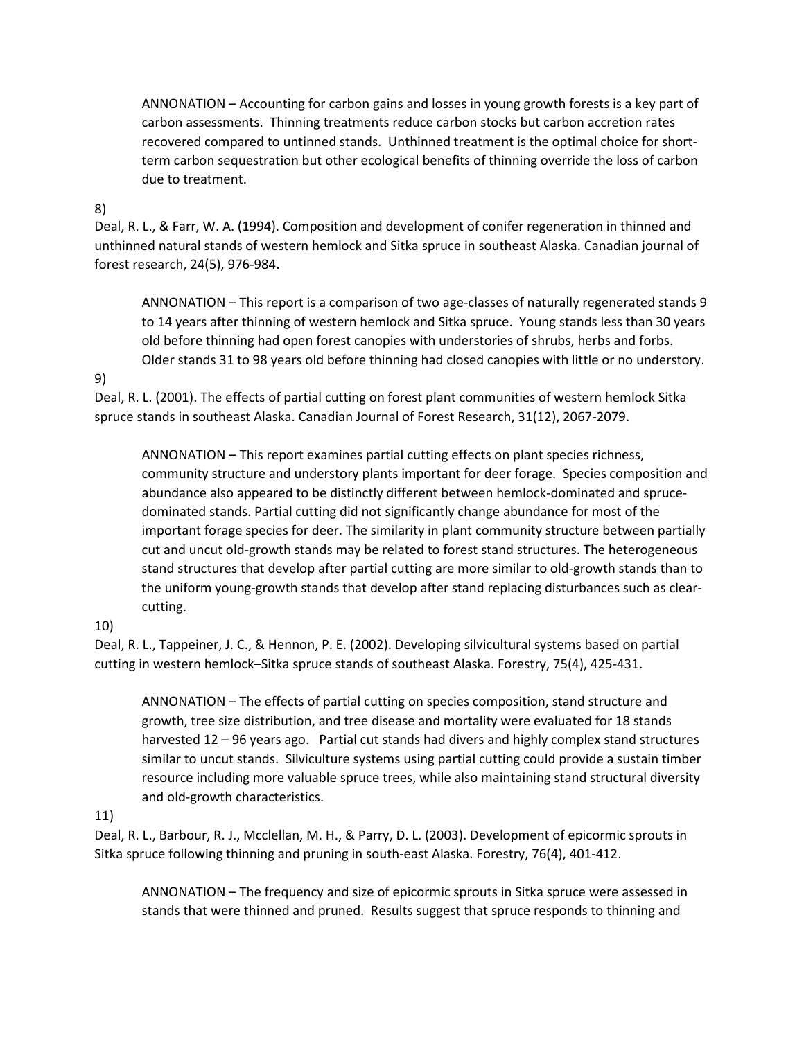ANNONATION – Accounting for carbon gains and losses in young growth forests is a key part of carbon assessments. Thinning treatments reduce carbon stocks but carbon accretion rates recovered compared to untinned stands. Unthinned treatment is the optimal choice for short-term carbon sequestration but other ecological benefits of thinning override the loss of carbon due to treatment.

8)

Deal, R. L., & Farr, W. A. (1994). Composition and development of conifer regeneration in thinned and unthinned natural stands of western hemlock and Sitka spruce in southeast Alaska. Canadian journal of forest research, 24(5), 976-984.

ANNONATION – This report is a comparison of two age-classes of naturally regenerated stands 9 to 14 years after thinning of western hemlock and Sitka spruce. Young stands less than 30 years old before thinning had open forest canopies with understories of shrubs, herbs and forbs. Older stands 31 to 98 years old before thinning had closed canopies with little or no understory.

9)

Deal, R. L. (2001). The effects of partial cutting on forest plant communities of western hemlock Sitka spruce stands in southeast Alaska. Canadian Journal of Forest Research, 31(12), 2067-2079.

ANNONATION – This report examines partial cutting effects on plant species richness, community structure and understory plants important for deer forage. Species composition and abundance also appeared to be distinctly different between hemlock-dominated and spruce-dominated stands. Partial cutting did not significantly change abundance for most of the important forage species for deer. The similarity in plant community structure between partially cut and uncut old-growth stands may be related to forest stand structures. The heterogeneous stand structures that develop after partial cutting are more similar to old-growth stands than to the uniform young-growth stands that develop after stand replacing disturbances such as clear-cutting.

10)

Deal, R. L., Tappeiner, J. C., & Hennon, P. E. (2002). Developing silvicultural systems based on partial cutting in western hemlock–Sitka spruce stands of southeast Alaska. Forestry, 75(4), 425-431.

ANNONATION – The effects of partial cutting on species composition, stand structure and growth, tree size distribution, and tree disease and mortality were evaluated for 18 stands harvested 12 – 96 years ago. Partial cut stands had divers and highly complex stand structures similar to uncut stands. Silviculture systems using partial cutting could provide a sustain timber resource including more valuable spruce trees, while also maintaining stand structural diversity and old-growth characteristics.

11)

Deal, R. L., Barbour, R. J., Mcclellan, M. H., & Parry, D. L. (2003). Development of epicormic sprouts in Sitka spruce following thinning and pruning in south-east Alaska. Forestry, 76(4), 401-412.

ANNONATION – The frequency and size of epicormic sprouts in Sitka spruce were assessed in stands that were thinned and pruned. Results suggest that spruce responds to thinning and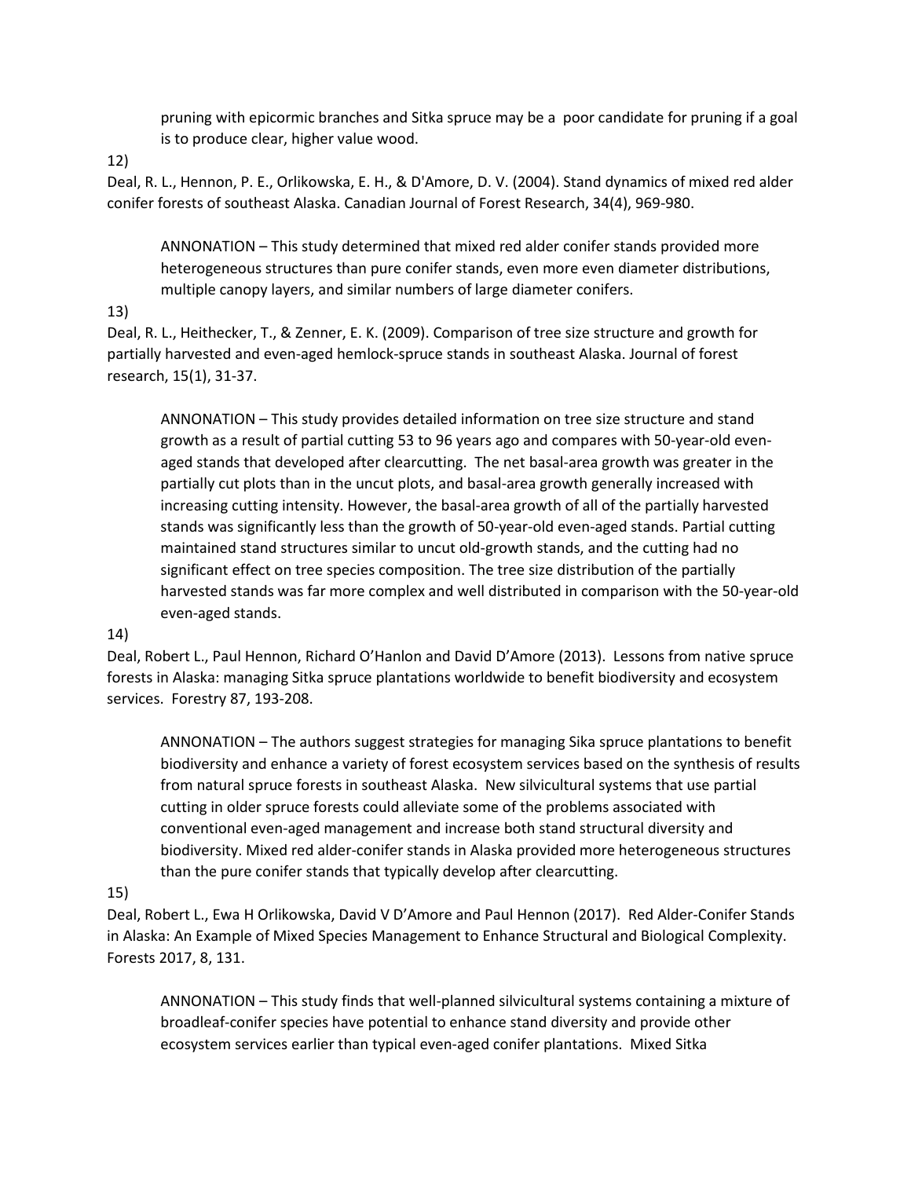pruning with epicormic branches and Sitka spruce may be a  poor candidate for pruning if a goal is to produce clear, higher value wood.

12)

Deal, R. L., Hennon, P. E., Orlikowska, E. H., & D'Amore, D. V. (2004). Stand dynamics of mixed red alder conifer forests of southeast Alaska. Canadian Journal of Forest Research, 34(4), 969-980.

ANNONATION – This study determined that mixed red alder conifer stands provided more heterogeneous structures than pure conifer stands, even more even diameter distributions, multiple canopy layers, and similar numbers of large diameter conifers.

13)

Deal, R. L., Heithecker, T., & Zenner, E. K. (2009). Comparison of tree size structure and growth for partially harvested and even-aged hemlock-spruce stands in southeast Alaska. Journal of forest research, 15(1), 31-37.

ANNONATION – This study provides detailed information on tree size structure and stand growth as a result of partial cutting 53 to 96 years ago and compares with 50-year-old even-aged stands that developed after clearcutting.  The net basal-area growth was greater in the partially cut plots than in the uncut plots, and basal-area growth generally increased with increasing cutting intensity. However, the basal-area growth of all of the partially harvested stands was significantly less than the growth of 50-year-old even-aged stands. Partial cutting maintained stand structures similar to uncut old-growth stands, and the cutting had no significant effect on tree species composition. The tree size distribution of the partially harvested stands was far more complex and well distributed in comparison with the 50-year-old even-aged stands.

14)

Deal, Robert L., Paul Hennon, Richard O'Hanlon and David D'Amore (2013).  Lessons from native spruce forests in Alaska: managing Sitka spruce plantations worldwide to benefit biodiversity and ecosystem services.  Forestry 87, 193-208.

ANNONATION – The authors suggest strategies for managing Sika spruce plantations to benefit biodiversity and enhance a variety of forest ecosystem services based on the synthesis of results from natural spruce forests in southeast Alaska.  New silvicultural systems that use partial cutting in older spruce forests could alleviate some of the problems associated with conventional even-aged management and increase both stand structural diversity and biodiversity. Mixed red alder-conifer stands in Alaska provided more heterogeneous structures than the pure conifer stands that typically develop after clearcutting.

15)

Deal, Robert L., Ewa H Orlikowska, David V D'Amore and Paul Hennon (2017).  Red Alder-Conifer Stands in Alaska: An Example of Mixed Species Management to Enhance Structural and Biological Complexity. Forests 2017, 8, 131.

ANNONATION – This study finds that well-planned silvicultural systems containing a mixture of broadleaf-conifer species have potential to enhance stand diversity and provide other ecosystem services earlier than typical even-aged conifer plantations.  Mixed Sitka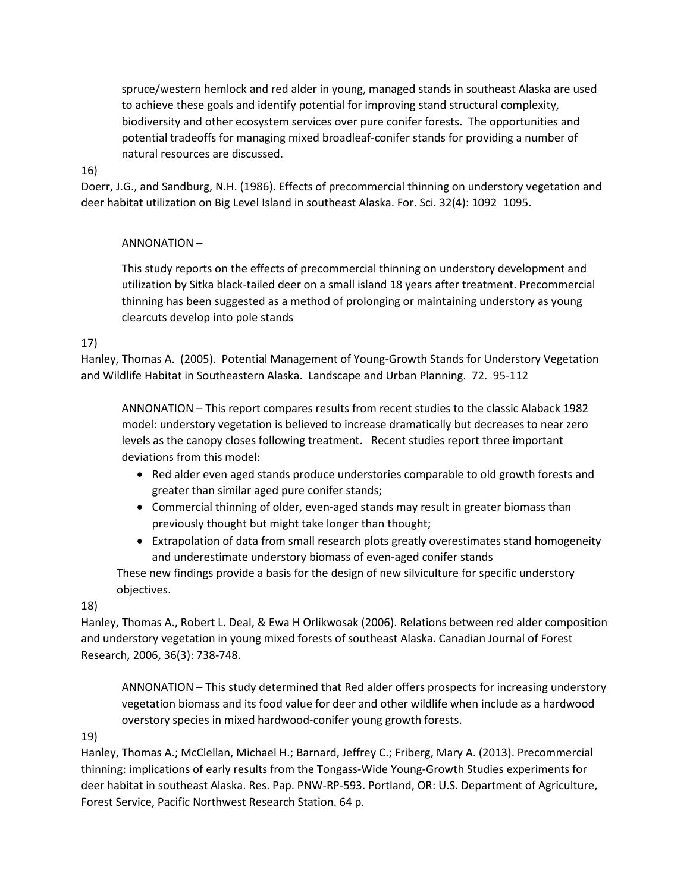spruce/western hemlock and red alder in young, managed stands in southeast Alaska are used to achieve these goals and identify potential for improving stand structural complexity, biodiversity and other ecosystem services over pure conifer forests. The opportunities and potential tradeoffs for managing mixed broadleaf-conifer stands for providing a number of natural resources are discussed.

16)

Doerr, J.G., and Sandburg, N.H. (1986). Effects of precommercial thinning on understory vegetation and deer habitat utilization on Big Level Island in southeast Alaska. For. Sci. 32(4): 1092–1095.

ANNONATION –

This study reports on the effects of precommercial thinning on understory development and utilization by Sitka black-tailed deer on a small island 18 years after treatment. Precommercial thinning has been suggested as a method of prolonging or maintaining understory as young clearcuts develop into pole stands

17)

Hanley, Thomas A. (2005). Potential Management of Young-Growth Stands for Understory Vegetation and Wildlife Habitat in Southeastern Alaska. Landscape and Urban Planning. 72. 95-112

ANNONATION – This report compares results from recent studies to the classic Alaback 1982 model: understory vegetation is believed to increase dramatically but decreases to near zero levels as the canopy closes following treatment. Recent studies report three important deviations from this model:

- Red alder even aged stands produce understories comparable to old growth forests and greater than similar aged pure conifer stands;
- Commercial thinning of older, even-aged stands may result in greater biomass than previously thought but might take longer than thought;
- Extrapolation of data from small research plots greatly overestimates stand homogeneity and underestimate understory biomass of even-aged conifer stands

These new findings provide a basis for the design of new silviculture for specific understory objectives.

18)

Hanley, Thomas A., Robert L. Deal, & Ewa H Orlikwosak (2006). Relations between red alder composition and understory vegetation in young mixed forests of southeast Alaska. Canadian Journal of Forest Research, 2006, 36(3): 738-748.

ANNONATION – This study determined that Red alder offers prospects for increasing understory vegetation biomass and its food value for deer and other wildlife when include as a hardwood overstory species in mixed hardwood-conifer young growth forests.

19)

Hanley, Thomas A.; McClellan, Michael H.; Barnard, Jeffrey C.; Friberg, Mary A. (2013). Precommercial thinning: implications of early results from the Tongass-Wide Young-Growth Studies experiments for deer habitat in southeast Alaska. Res. Pap. PNW-RP-593. Portland, OR: U.S. Department of Agriculture, Forest Service, Pacific Northwest Research Station. 64 p.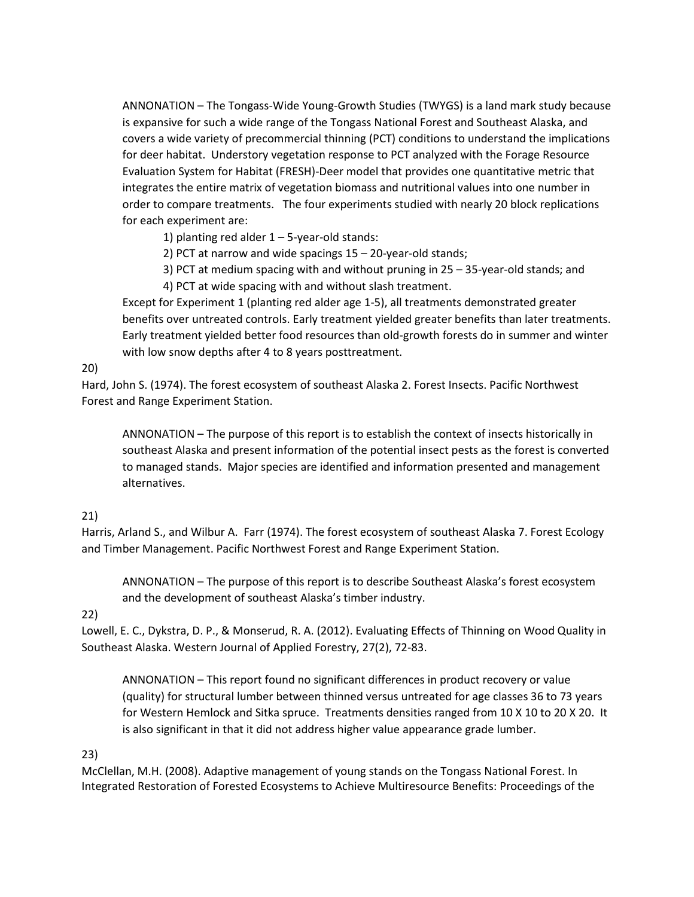ANNONATION – The Tongass-Wide Young-Growth Studies (TWYGS) is a land mark study because is expansive for such a wide range of the Tongass National Forest and Southeast Alaska, and covers a wide variety of precommercial thinning (PCT) conditions to understand the implications for deer habitat. Understory vegetation response to PCT analyzed with the Forage Resource Evaluation System for Habitat (FRESH)-Deer model that provides one quantitative metric that integrates the entire matrix of vegetation biomass and nutritional values into one number in order to compare treatments. The four experiments studied with nearly 20 block replications for each experiment are:

1) planting red alder 1 – 5-year-old stands:
2) PCT at narrow and wide spacings 15 – 20-year-old stands;
3) PCT at medium spacing with and without pruning in 25 – 35-year-old stands; and
4) PCT at wide spacing with and without slash treatment.

Except for Experiment 1 (planting red alder age 1-5), all treatments demonstrated greater benefits over untreated controls. Early treatment yielded greater benefits than later treatments. Early treatment yielded better food resources than old-growth forests do in summer and winter with low snow depths after 4 to 8 years posttreatment.

20)
Hard, John S. (1974). The forest ecosystem of southeast Alaska 2. Forest Insects. Pacific Northwest Forest and Range Experiment Station.

ANNONATION – The purpose of this report is to establish the context of insects historically in southeast Alaska and present information of the potential insect pests as the forest is converted to managed stands. Major species are identified and information presented and management alternatives.

21)
Harris, Arland S., and Wilbur A. Farr (1974). The forest ecosystem of southeast Alaska 7. Forest Ecology and Timber Management. Pacific Northwest Forest and Range Experiment Station.

ANNONATION – The purpose of this report is to describe Southeast Alaska's forest ecosystem and the development of southeast Alaska's timber industry.

22)
Lowell, E. C., Dykstra, D. P., & Monserud, R. A. (2012). Evaluating Effects of Thinning on Wood Quality in Southeast Alaska. Western Journal of Applied Forestry, 27(2), 72-83.

ANNONATION – This report found no significant differences in product recovery or value (quality) for structural lumber between thinned versus untreated for age classes 36 to 73 years for Western Hemlock and Sitka spruce. Treatments densities ranged from 10 X 10 to 20 X 20. It is also significant in that it did not address higher value appearance grade lumber.

23)
McClellan, M.H. (2008). Adaptive management of young stands on the Tongass National Forest. In Integrated Restoration of Forested Ecosystems to Achieve Multiresource Benefits: Proceedings of the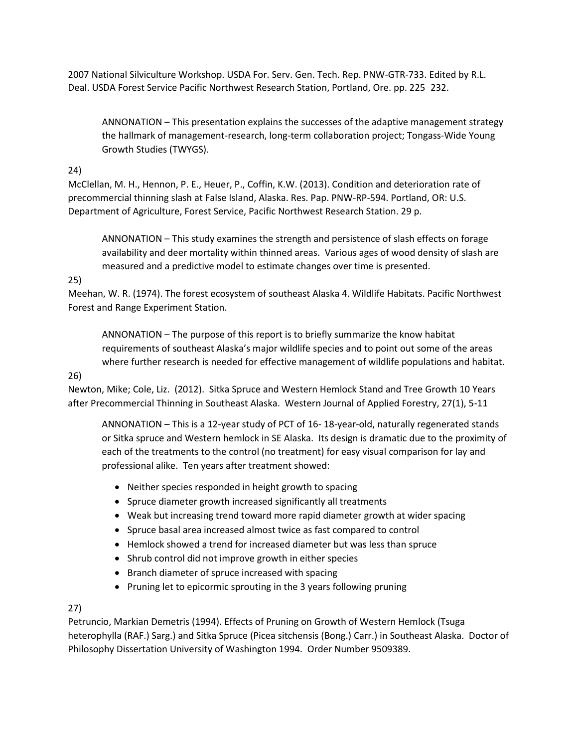2007 National Silviculture Workshop. USDA For. Serv. Gen. Tech. Rep. PNW-GTR-733. Edited by R.L. Deal. USDA Forest Service Pacific Northwest Research Station, Portland, Ore. pp. 225‑232.

> ANNONATION – This presentation explains the successes of the adaptive management strategy the hallmark of management-research, long-term collaboration project; Tongass-Wide Young Growth Studies (TWYGS).

24)

McClellan, M. H., Hennon, P. E., Heuer, P., Coffin, K.W. (2013). Condition and deterioration rate of precommercial thinning slash at False Island, Alaska. Res. Pap. PNW-RP-594. Portland, OR: U.S. Department of Agriculture, Forest Service, Pacific Northwest Research Station. 29 p.

> ANNONATION – This study examines the strength and persistence of slash effects on forage availability and deer mortality within thinned areas. Various ages of wood density of slash are measured and a predictive model to estimate changes over time is presented.

25)

Meehan, W. R. (1974). The forest ecosystem of southeast Alaska 4. Wildlife Habitats. Pacific Northwest Forest and Range Experiment Station.

> ANNONATION – The purpose of this report is to briefly summarize the know habitat requirements of southeast Alaska's major wildlife species and to point out some of the areas where further research is needed for effective management of wildlife populations and habitat.

26)

Newton, Mike; Cole, Liz. (2012). Sitka Spruce and Western Hemlock Stand and Tree Growth 10 Years after Precommercial Thinning in Southeast Alaska. Western Journal of Applied Forestry, 27(1), 5-11

> ANNONATION – This is a 12-year study of PCT of 16- 18-year-old, naturally regenerated stands or Sitka spruce and Western hemlock in SE Alaska. Its design is dramatic due to the proximity of each of the treatments to the control (no treatment) for easy visual comparison for lay and professional alike. Ten years after treatment showed:
>
> - Neither species responded in height growth to spacing
> - Spruce diameter growth increased significantly all treatments
> - Weak but increasing trend toward more rapid diameter growth at wider spacing
> - Spruce basal area increased almost twice as fast compared to control
> - Hemlock showed a trend for increased diameter but was less than spruce
> - Shrub control did not improve growth in either species
> - Branch diameter of spruce increased with spacing
> - Pruning let to epicormic sprouting in the 3 years following pruning

27)

Petruncio, Markian Demetris (1994). Effects of Pruning on Growth of Western Hemlock (Tsuga heterophylla (RAF.) Sarg.) and Sitka Spruce (Picea sitchensis (Bong.) Carr.) in Southeast Alaska. Doctor of Philosophy Dissertation University of Washington 1994. Order Number 9509389.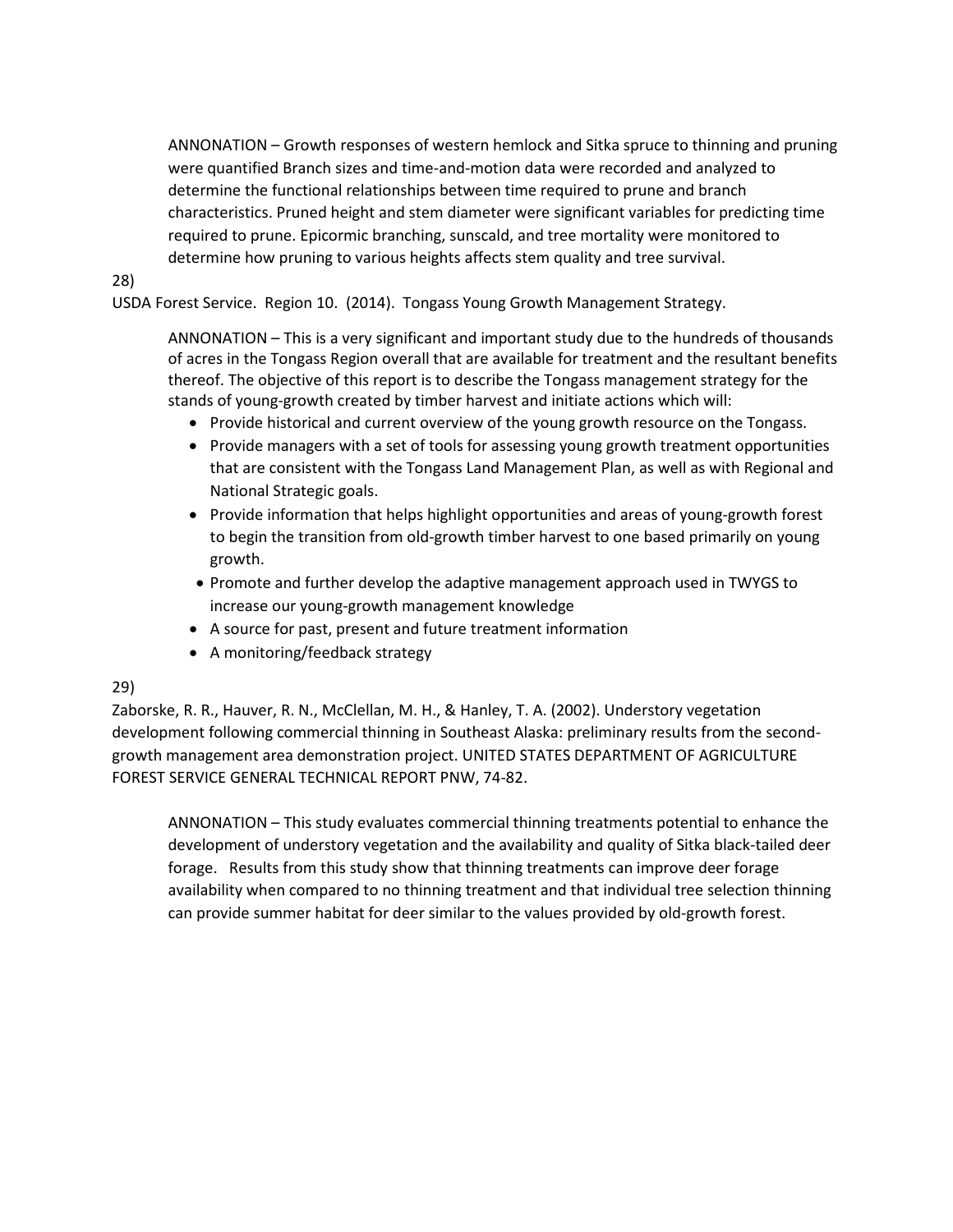ANNONATION – Growth responses of western hemlock and Sitka spruce to thinning and pruning were quantified Branch sizes and time-and-motion data were recorded and analyzed to determine the functional relationships between time required to prune and branch characteristics. Pruned height and stem diameter were significant variables for predicting time required to prune. Epicormic branching, sunscald, and tree mortality were monitored to determine how pruning to various heights affects stem quality and tree survival.

28)

USDA Forest Service. Region 10. (2014). Tongass Young Growth Management Strategy.

ANNONATION – This is a very significant and important study due to the hundreds of thousands of acres in the Tongass Region overall that are available for treatment and the resultant benefits thereof. The objective of this report is to describe the Tongass management strategy for the stands of young-growth created by timber harvest and initiate actions which will:

- Provide historical and current overview of the young growth resource on the Tongass.
- Provide managers with a set of tools for assessing young growth treatment opportunities that are consistent with the Tongass Land Management Plan, as well as with Regional and National Strategic goals.
- Provide information that helps highlight opportunities and areas of young-growth forest to begin the transition from old-growth timber harvest to one based primarily on young growth.
- Promote and further develop the adaptive management approach used in TWYGS to increase our young-growth management knowledge
- A source for past, present and future treatment information
- A monitoring/feedback strategy

29)

Zaborske, R. R., Hauver, R. N., McClellan, M. H., & Hanley, T. A. (2002). Understory vegetation development following commercial thinning in Southeast Alaska: preliminary results from the second-growth management area demonstration project. UNITED STATES DEPARTMENT OF AGRICULTURE FOREST SERVICE GENERAL TECHNICAL REPORT PNW, 74-82.

ANNONATION – This study evaluates commercial thinning treatments potential to enhance the development of understory vegetation and the availability and quality of Sitka black-tailed deer forage. Results from this study show that thinning treatments can improve deer forage availability when compared to no thinning treatment and that individual tree selection thinning can provide summer habitat for deer similar to the values provided by old-growth forest.